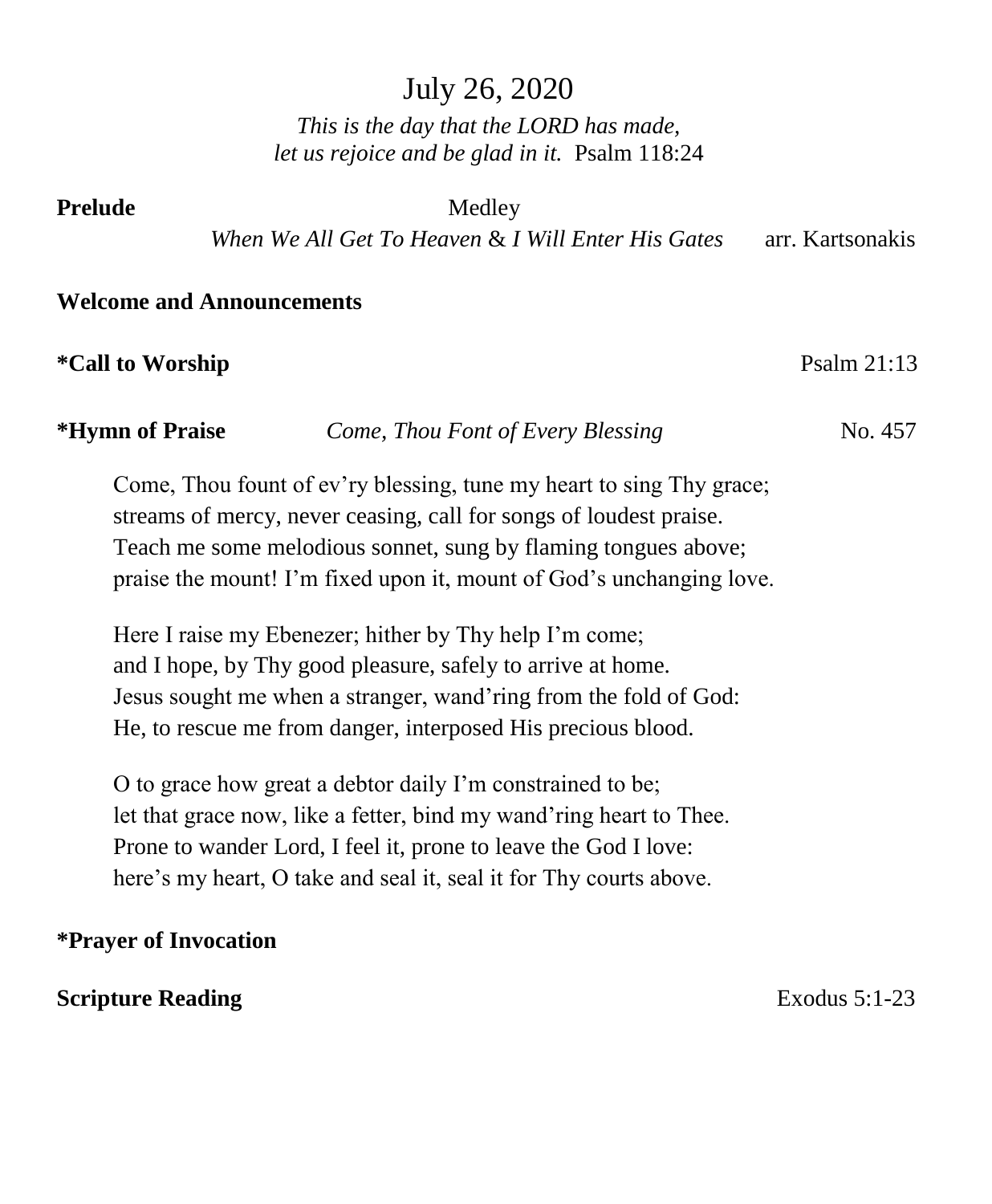# July 26, 2020

*This is the day that the LORD has made,*
*let us rejoice and be glad in it.* Psalm 118:24

**Prelude** Medley
*When We All Get To Heaven* & *I Will Enter His Gates* arr. Kartsonakis

**Welcome and Announcements**

***Call to Worship** Psalm 21:13

***Hymn of Praise** *Come, Thou Font of Every Blessing* No. 457

Come, Thou fount of ev'ry blessing, tune my heart to sing Thy grace;
streams of mercy, never ceasing, call for songs of loudest praise.
Teach me some melodious sonnet, sung by flaming tongues above;
praise the mount! I'm fixed upon it, mount of God's unchanging love.

Here I raise my Ebenezer; hither by Thy help I'm come;
and I hope, by Thy good pleasure, safely to arrive at home.
Jesus sought me when a stranger, wand'ring from the fold of God:
He, to rescue me from danger, interposed His precious blood.

O to grace how great a debtor daily I'm constrained to be;
let that grace now, like a fetter, bind my wand'ring heart to Thee.
Prone to wander Lord, I feel it, prone to leave the God I love:
here's my heart, O take and seal it, seal it for Thy courts above.

***Prayer of Invocation**

**Scripture Reading** Exodus 5:1-23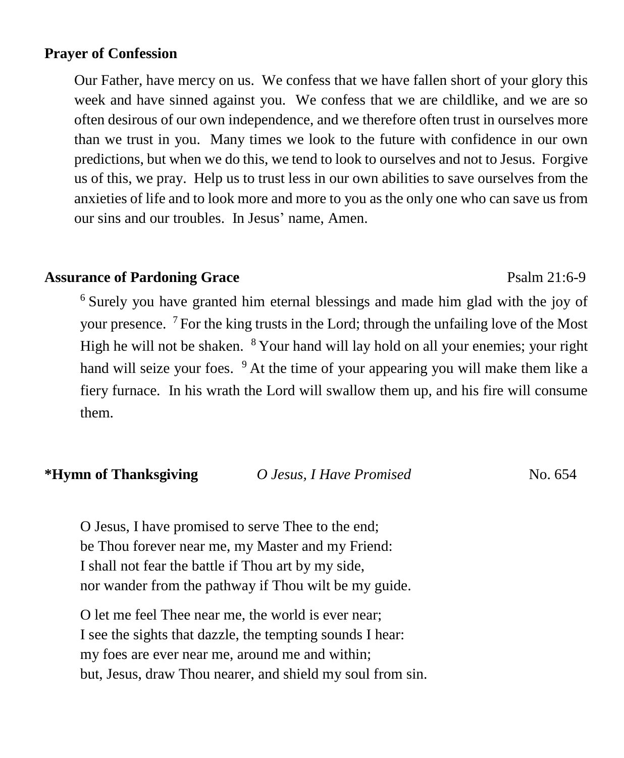**Prayer of Confession**

Our Father, have mercy on us. We confess that we have fallen short of your glory this week and have sinned against you. We confess that we are childlike, and we are so often desirous of our own independence, and we therefore often trust in ourselves more than we trust in you. Many times we look to the future with confidence in our own predictions, but when we do this, we tend to look to ourselves and not to Jesus. Forgive us of this, we pray. Help us to trust less in our own abilities to save ourselves from the anxieties of life and to look more and more to you as the only one who can save us from our sins and our troubles. In Jesus' name, Amen.

**Assurance of Pardoning Grace** Psalm 21:6-9

[6] Surely you have granted him eternal blessings and made him glad with the joy of your presence. [7] For the king trusts in the Lord; through the unfailing love of the Most High he will not be shaken. [8] Your hand will lay hold on all your enemies; your right hand will seize your foes. [9] At the time of your appearing you will make them like a fiery furnace. In his wrath the Lord will swallow them up, and his fire will consume them.

**\*Hymn of Thanksgiving** *O Jesus, I Have Promised* No. 654

O Jesus, I have promised to serve Thee to the end;
be Thou forever near me, my Master and my Friend:
I shall not fear the battle if Thou art by my side,
nor wander from the pathway if Thou wilt be my guide.

O let me feel Thee near me, the world is ever near;
I see the sights that dazzle, the tempting sounds I hear:
my foes are ever near me, around me and within;
but, Jesus, draw Thou nearer, and shield my soul from sin.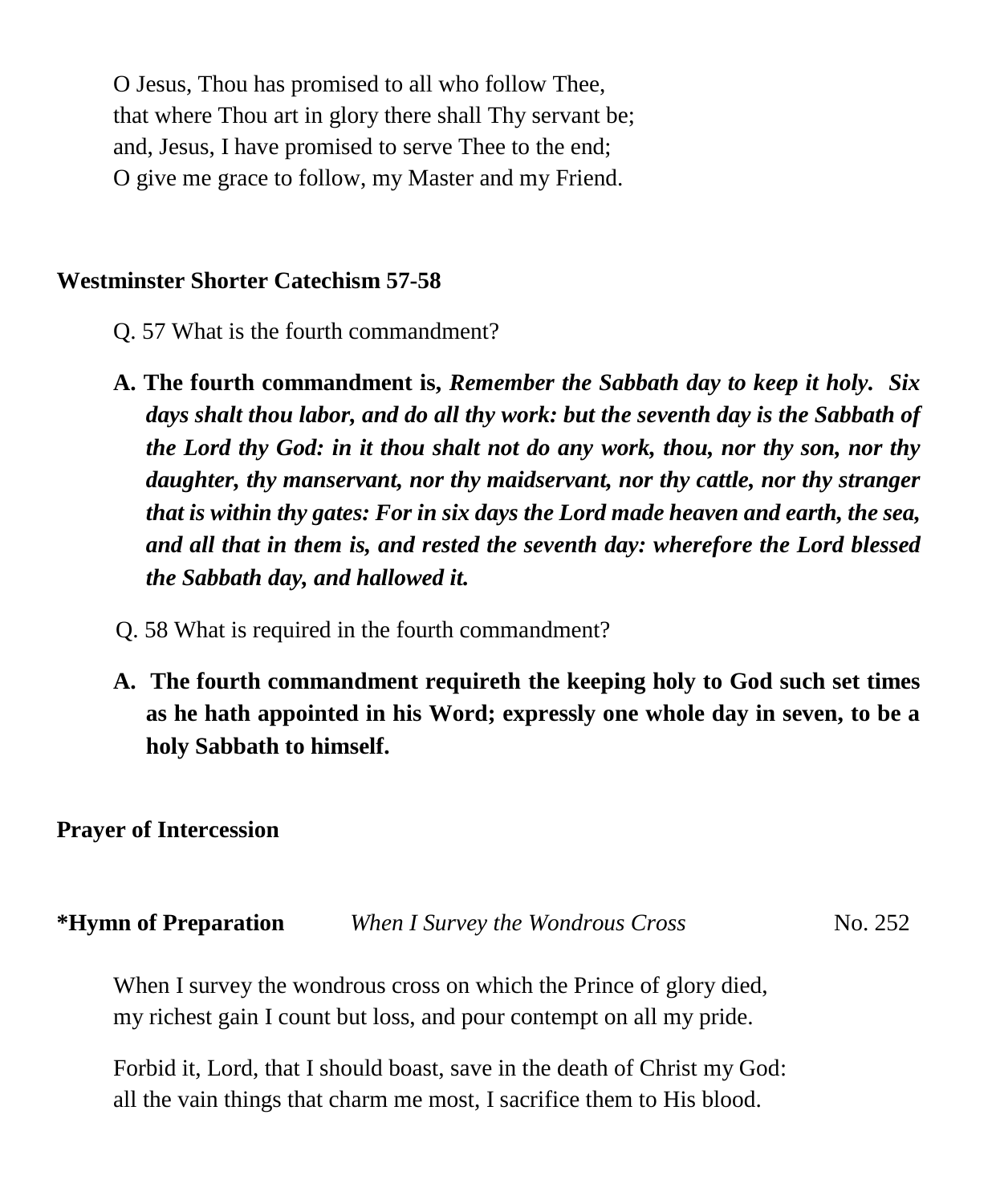O Jesus, Thou has promised to all who follow Thee,
that where Thou art in glory there shall Thy servant be;
and, Jesus, I have promised to serve Thee to the end;
O give me grace to follow, my Master and my Friend.

**Westminster Shorter Catechism 57-58**

Q. 57 What is the fourth commandment?

**A. The fourth commandment is, *Remember the Sabbath day to keep it holy. Six days shalt thou labor, and do all thy work: but the seventh day is the Sabbath of the Lord thy God: in it thou shalt not do any work, thou, nor thy son, nor thy daughter, thy manservant, nor thy maidservant, nor thy cattle, nor thy stranger that is within thy gates: For in six days the Lord made heaven and earth, the sea, and all that in them is, and rested the seventh day: wherefore the Lord blessed the Sabbath day, and hallowed it.***

Q. 58 What is required in the fourth commandment?

**A. The fourth commandment requireth the keeping holy to God such set times as he hath appointed in his Word; expressly one whole day in seven, to be a holy Sabbath to himself.**

**Prayer of Intercession**

**\*Hymn of Preparation** *When I Survey the Wondrous Cross* No. 252

When I survey the wondrous cross on which the Prince of glory died,
my richest gain I count but loss, and pour contempt on all my pride.

Forbid it, Lord, that I should boast, save in the death of Christ my God:
all the vain things that charm me most, I sacrifice them to His blood.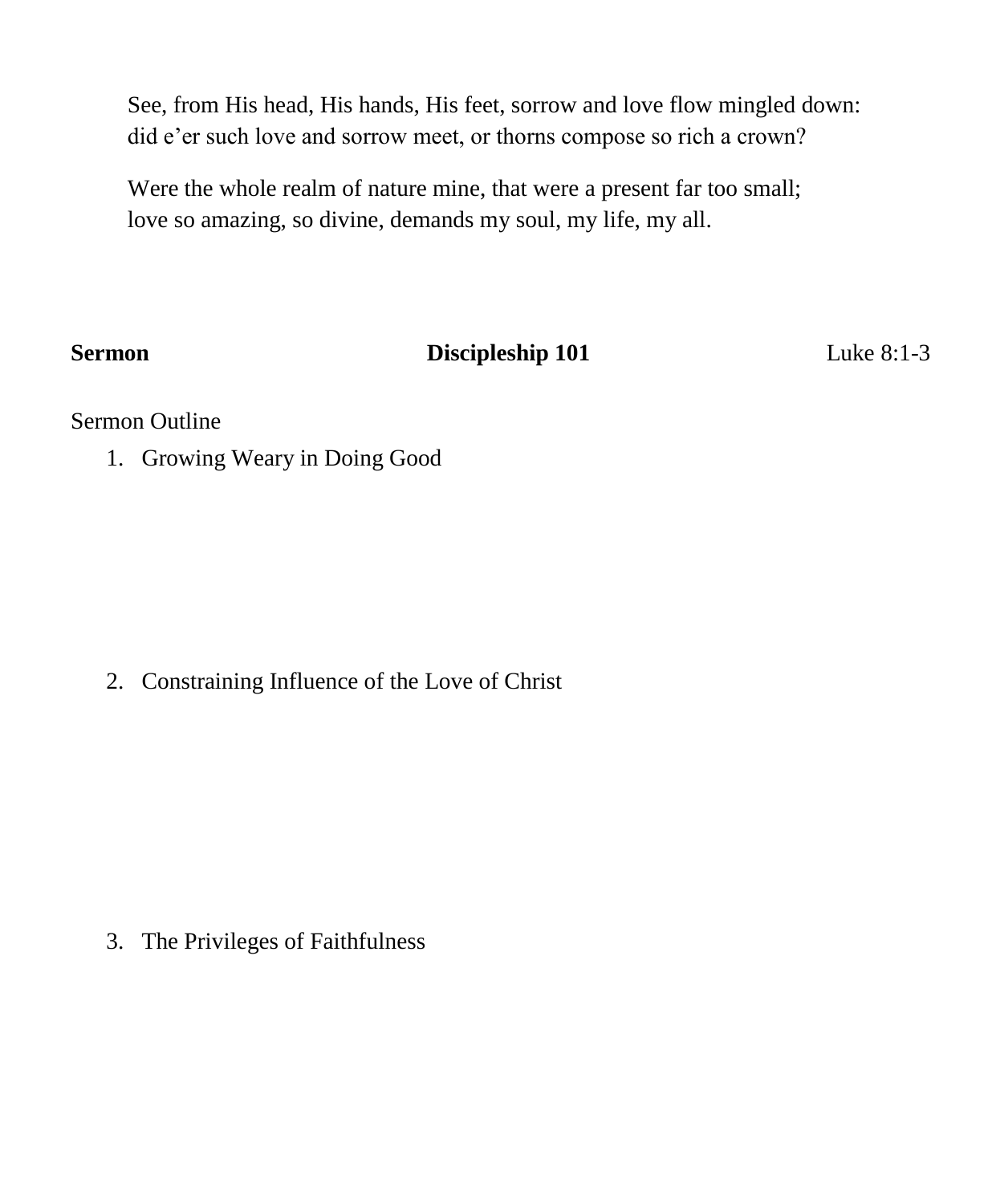See, from His head, His hands, His feet, sorrow and love flow mingled down:
did e'er such love and sorrow meet, or thorns compose so rich a crown?

Were the whole realm of nature mine, that were a present far too small;
love so amazing, so divine, demands my soul, my life, my all.

**Sermon** **Discipleship 101** Luke 8:1-3

Sermon Outline

1. Growing Weary in Doing Good

2. Constraining Influence of the Love of Christ

3. The Privileges of Faithfulness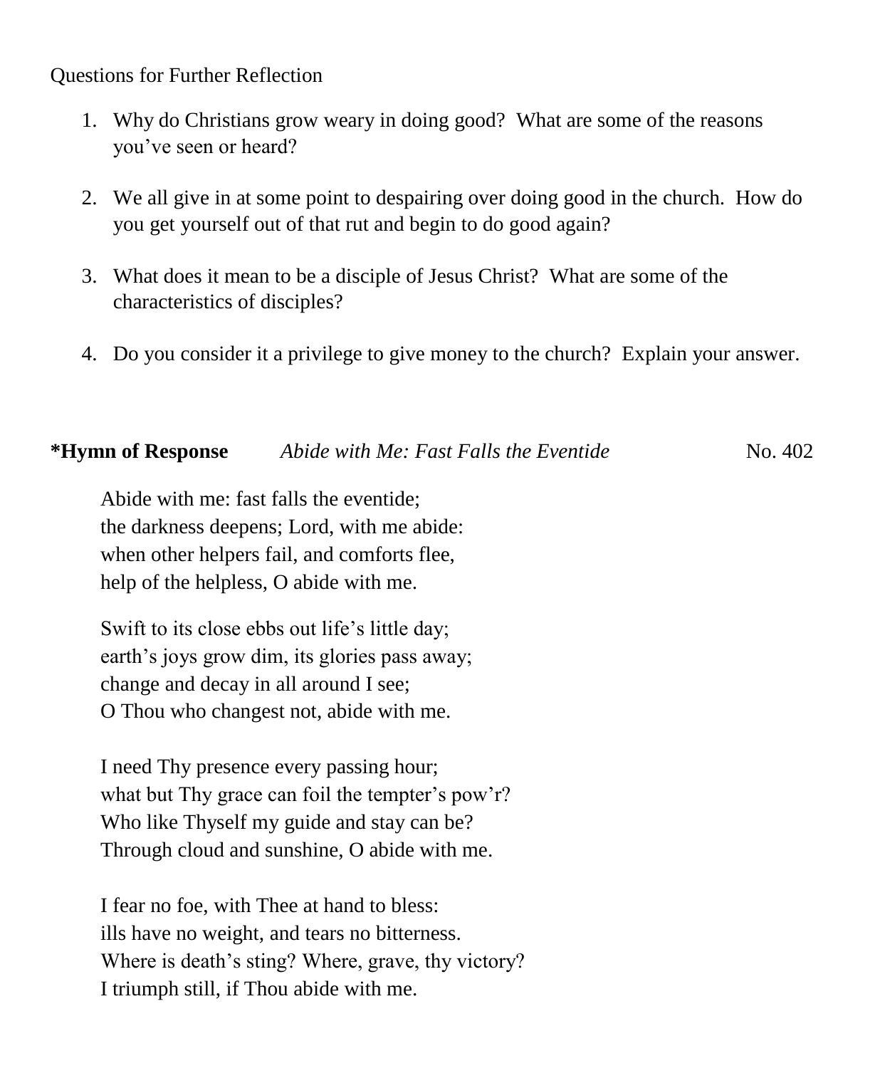Questions for Further Reflection

1. Why do Christians grow weary in doing good? What are some of the reasons you've seen or heard?

2. We all give in at some point to despairing over doing good in the church. How do you get yourself out of that rut and begin to do good again?

3. What does it mean to be a disciple of Jesus Christ? What are some of the characteristics of disciples?

4. Do you consider it a privilege to give money to the church? Explain your answer.

**\*Hymn of Response** *Abide with Me: Fast Falls the Eventide* No. 402

Abide with me: fast falls the eventide;
the darkness deepens; Lord, with me abide:
when other helpers fail, and comforts flee,
help of the helpless, O abide with me.

Swift to its close ebbs out life's little day;
earth's joys grow dim, its glories pass away;
change and decay in all around I see;
O Thou who changest not, abide with me.

I need Thy presence every passing hour;
what but Thy grace can foil the tempter's pow'r?
Who like Thyself my guide and stay can be?
Through cloud and sunshine, O abide with me.

I fear no foe, with Thee at hand to bless:
ills have no weight, and tears no bitterness.
Where is death's sting? Where, grave, thy victory?
I triumph still, if Thou abide with me.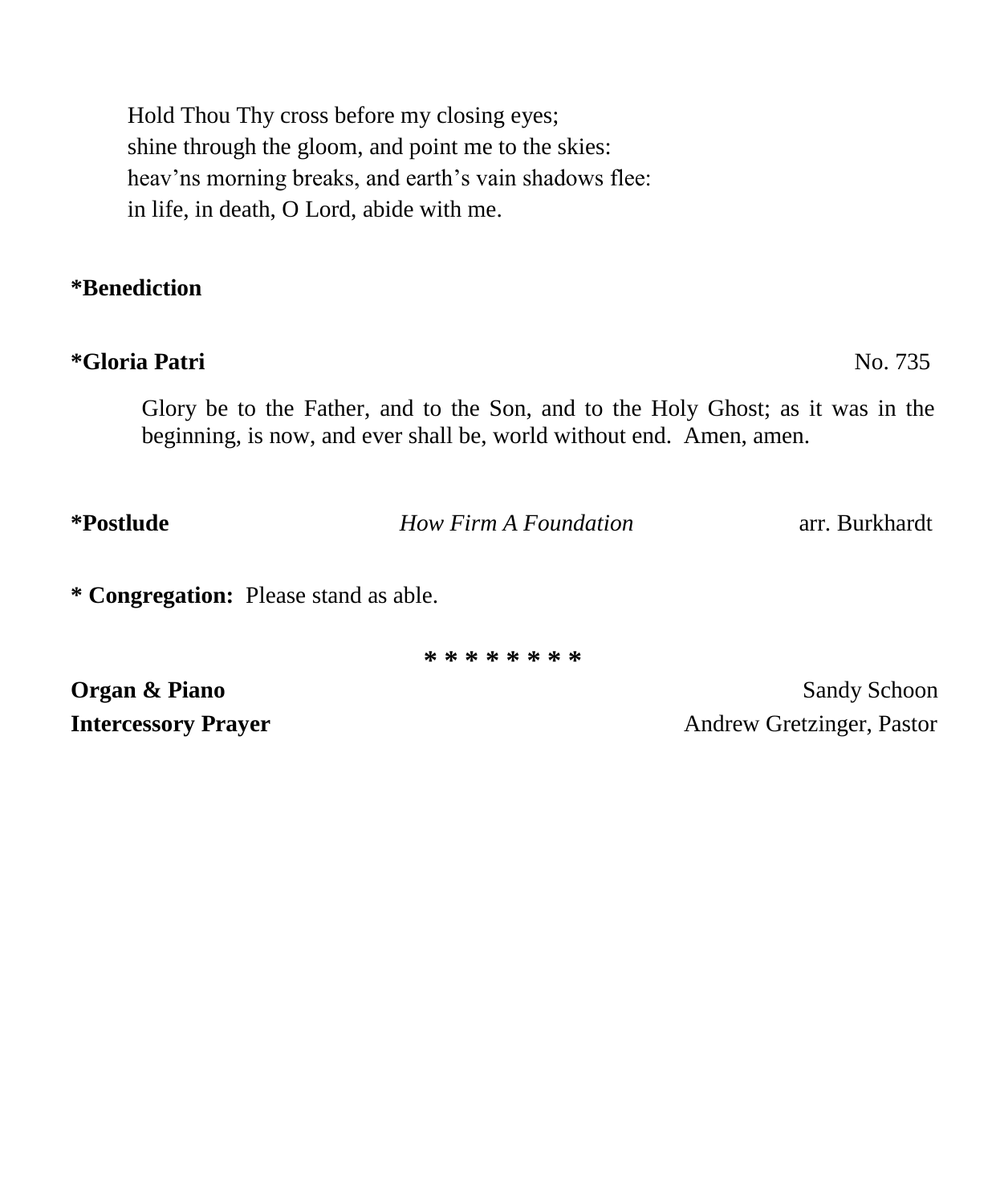Hold Thou Thy cross before my closing eyes;
shine through the gloom, and point me to the skies:
heav'ns morning breaks, and earth's vain shadows flee:
in life, in death, O Lord, abide with me.

**\*Benediction**

**\*Gloria Patri** No. 735

Glory be to the Father, and to the Son, and to the Holy Ghost; as it was in the beginning, is now, and ever shall be, world without end. Amen, amen.

**\*Postlude** *How Firm A Foundation* arr. Burkhardt

**\* Congregation:** Please stand as able.

\* \* \* \* \* \* \* \*

**Organ & Piano** Sandy Schoon
**Intercessory Prayer** Andrew Gretzinger, Pastor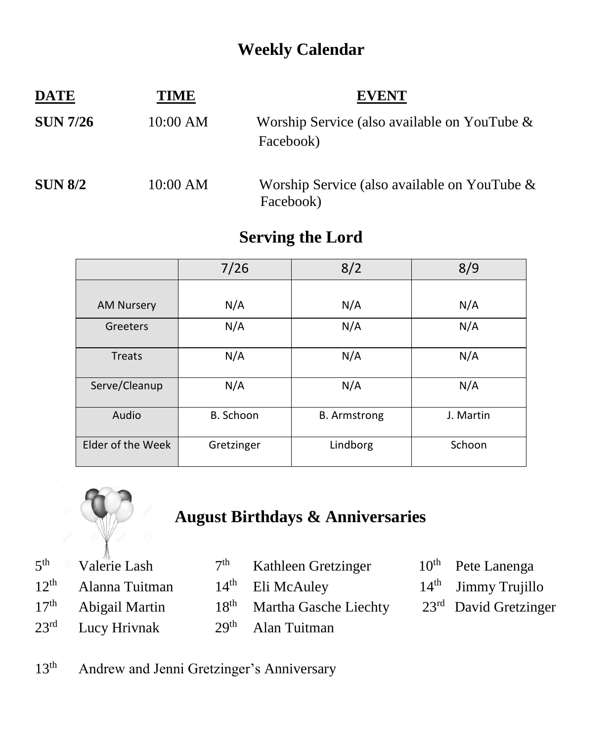# Weekly Calendar

| DATE | TIME | EVENT |
| --- | --- | --- |
| SUN 7/26 | 10:00 AM | Worship Service (also available on YouTube & Facebook) |
| SUN 8/2 | 10:00 AM | Worship Service (also available on YouTube & Facebook) |

# Serving the Lord

| | 7/26 | 8/2 | 8/9 |
| --- | --- | --- | --- |
| AM Nursery | N/A | N/A | N/A |
| Greeters | N/A | N/A | N/A |
| Treats | N/A | N/A | N/A |
| Serve/Cleanup | N/A | N/A | N/A |
| Audio | B. Schoon | B. Armstrong | J. Martin |
| Elder of the Week | Gretzinger | Lindborg | Schoon |

# August Birthdays & Anniversaries

5th Valerie Lash
7th Kathleen Gretzinger
10th Pete Lanenga
12th Alanna Tuitman
14th Eli McAuley
14th Jimmy Trujillo
17th Abigail Martin
18th Martha Gasche Liechty
23rd David Gretzinger
23rd Lucy Hrivnak
29th Alan Tuitman

13th Andrew and Jenni Gretzinger's Anniversary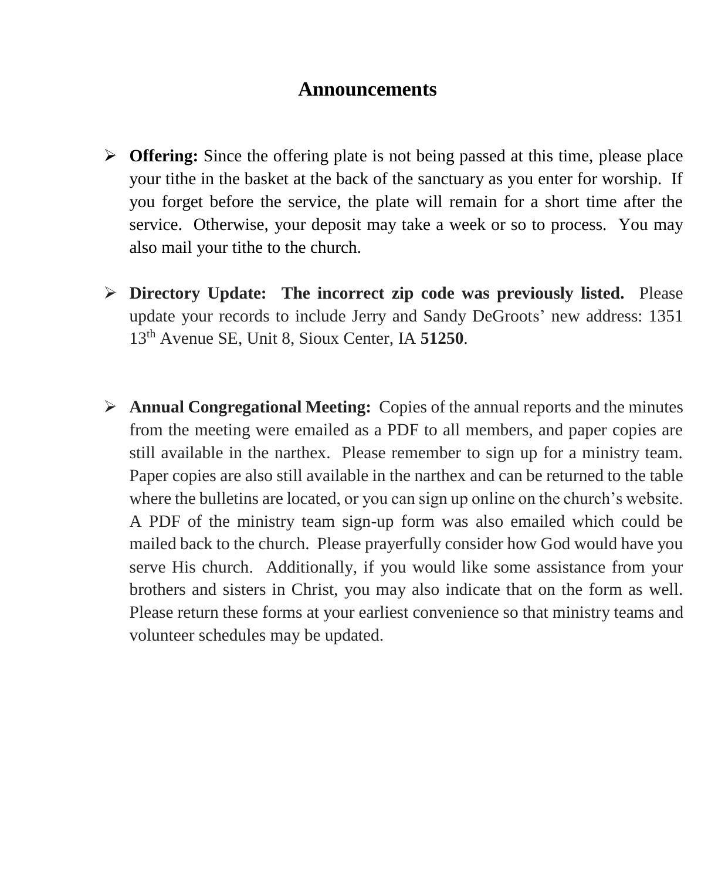# Announcements

- **Offering:** Since the offering plate is not being passed at this time, please place your tithe in the basket at the back of the sanctuary as you enter for worship. If you forget before the service, the plate will remain for a short time after the service. Otherwise, your deposit may take a week or so to process. You may also mail your tithe to the church.

- **Directory Update: The incorrect zip code was previously listed.** Please update your records to include Jerry and Sandy DeGroots' new address: 1351 13th Avenue SE, Unit 8, Sioux Center, IA **51250**.

- **Annual Congregational Meeting:** Copies of the annual reports and the minutes from the meeting were emailed as a PDF to all members, and paper copies are still available in the narthex. Please remember to sign up for a ministry team. Paper copies are also still available in the narthex and can be returned to the table where the bulletins are located, or you can sign up online on the church's website. A PDF of the ministry team sign-up form was also emailed which could be mailed back to the church. Please prayerfully consider how God would have you serve His church. Additionally, if you would like some assistance from your brothers and sisters in Christ, you may also indicate that on the form as well. Please return these forms at your earliest convenience so that ministry teams and volunteer schedules may be updated.